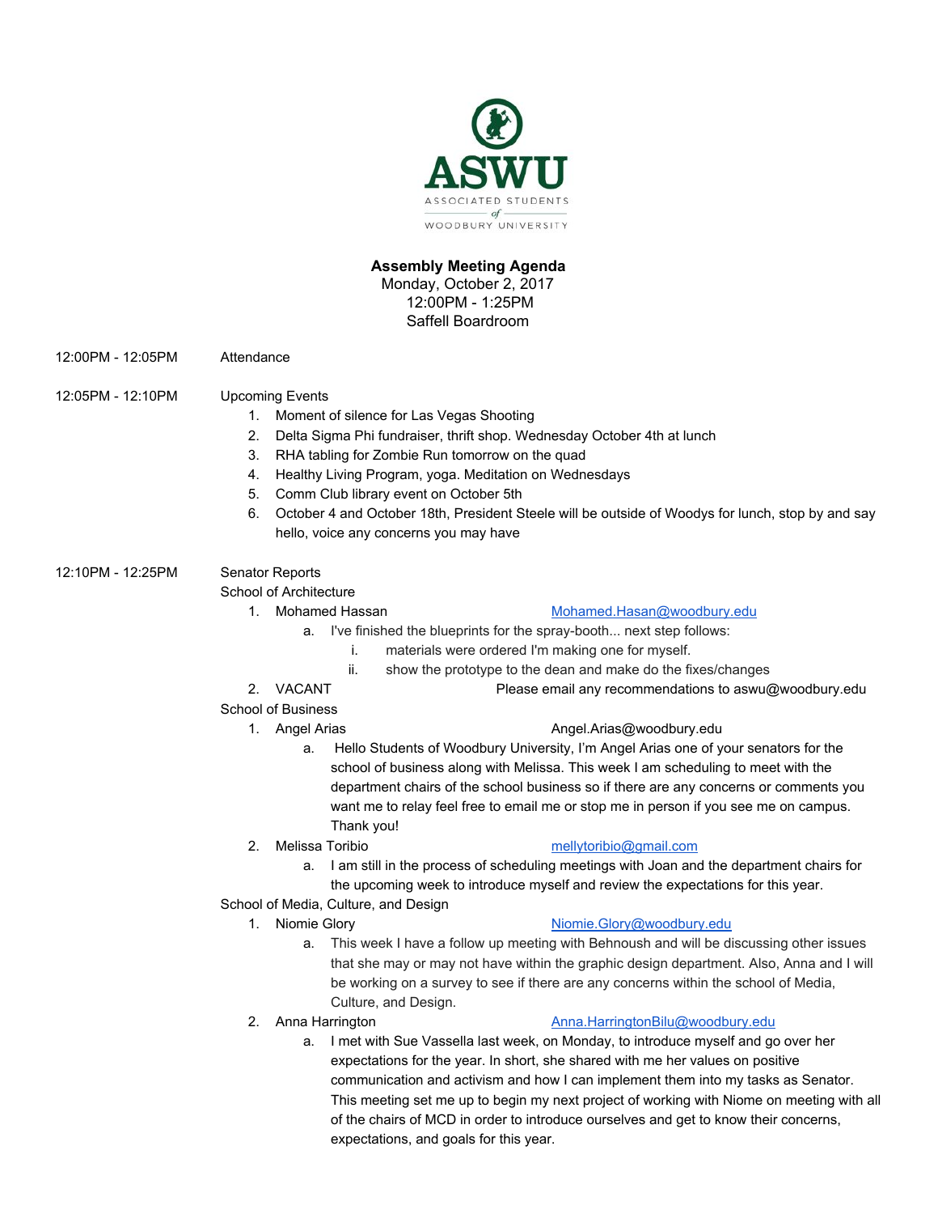ASWU

ASSOCIATED STUDENTS of WOODBURY UNIVERSITY

**Assembly Meeting Agenda**
Monday, October 2, 2017
12:00PM - 1:25PM
Saffell Boardroom

12:00PM - 12:05PM Attendance

12:05PM - 12:10PM Upcoming Events

1. Moment of silence for Las Vegas Shooting
2. Delta Sigma Phi fundraiser, thrift shop. Wednesday October 4th at lunch
3. RHA tabling for Zombie Run tomorrow on the quad
4. Healthy Living Program, yoga. Meditation on Wednesdays
5. Comm Club library event on October 5th
6. October 4 and October 18th, President Steele will be outside of Woodys for lunch, stop by and say hello, voice any concerns you may have

12:10PM - 12:25PM Senator Reports

School of Architecture

1. Mohamed Hassan — Mohamed.Hasan@woodbury.edu
   a. I've finished the blueprints for the spray-booth... next step follows:
      i. materials were ordered I'm making one for myself.
      ii. show the prototype to the dean and make do the fixes/changes
2. VACANT — Please email any recommendations to aswu@woodbury.edu

School of Business

1. Angel Arias — Angel.Arias@woodbury.edu
   a. Hello Students of Woodbury University, I'm Angel Arias one of your senators for the school of business along with Melissa. This week I am scheduling to meet with the department chairs of the school business so if there are any concerns or comments you want me to relay feel free to email me or stop me in person if you see me on campus. Thank you!
2. Melissa Toribio — mellytoribio@gmail.com
   a. I am still in the process of scheduling meetings with Joan and the department chairs for the upcoming week to introduce myself and review the expectations for this year.

School of Media, Culture, and Design

1. Niomie Glory — Niomie.Glory@woodbury.edu
   a. This week I have a follow up meeting with Behnoush and will be discussing other issues that she may or may not have within the graphic design department. Also, Anna and I will be working on a survey to see if there are any concerns within the school of Media, Culture, and Design.
2. Anna Harrington — Anna.HarringtonBilu@woodbury.edu
   a. I met with Sue Vassella last week, on Monday, to introduce myself and go over her expectations for the year. In short, she shared with me her values on positive communication and activism and how I can implement them into my tasks as Senator. This meeting set me up to begin my next project of working with Niome on meeting with all of the chairs of MCD in order to introduce ourselves and get to know their concerns, expectations, and goals for this year.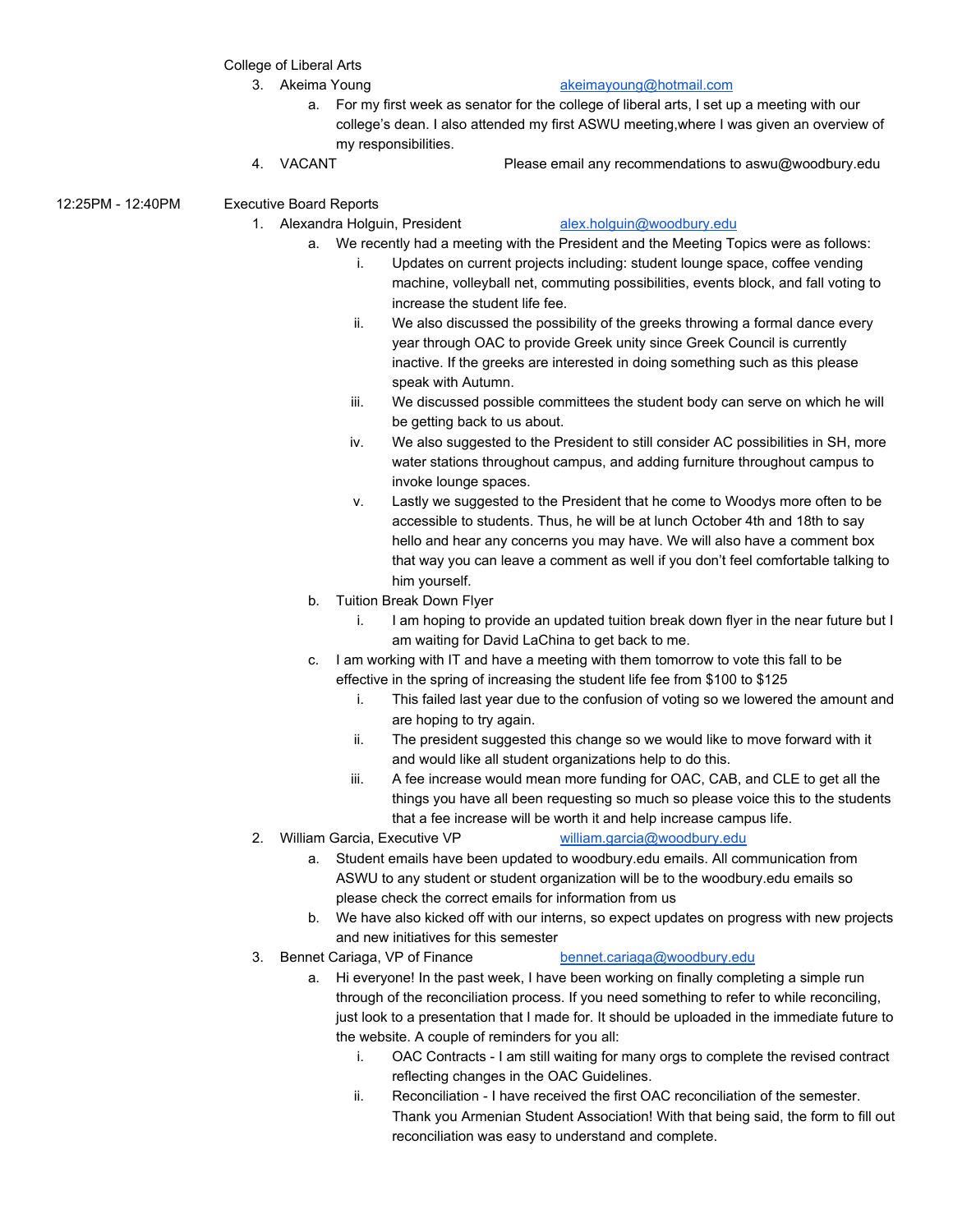College of Liberal Arts

3. Akeima Young akeimayoung@hotmail.com
   a. For my first week as senator for the college of liberal arts, I set up a meeting with our college's dean. I also attended my first ASWU meeting,where I was given an overview of my responsibilities.
4. VACANT Please email any recommendations to aswu@woodbury.edu

12:25PM - 12:40PM Executive Board Reports

1. Alexandra Holguin, President alex.holguin@woodbury.edu
   a. We recently had a meeting with the President and the Meeting Topics were as follows:
      i. Updates on current projects including: student lounge space, coffee vending machine, volleyball net, commuting possibilities, events block, and fall voting to increase the student life fee.
      ii. We also discussed the possibility of the greeks throwing a formal dance every year through OAC to provide Greek unity since Greek Council is currently inactive. If the greeks are interested in doing something such as this please speak with Autumn.
      iii. We discussed possible committees the student body can serve on which he will be getting back to us about.
      iv. We also suggested to the President to still consider AC possibilities in SH, more water stations throughout campus, and adding furniture throughout campus to invoke lounge spaces.
      v. Lastly we suggested to the President that he come to Woodys more often to be accessible to students. Thus, he will be at lunch October 4th and 18th to say hello and hear any concerns you may have. We will also have a comment box that way you can leave a comment as well if you don't feel comfortable talking to him yourself.
   b. Tuition Break Down Flyer
      i. I am hoping to provide an updated tuition break down flyer in the near future but I am waiting for David LaChina to get back to me.
   c. I am working with IT and have a meeting with them tomorrow to vote this fall to be effective in the spring of increasing the student life fee from $100 to $125
      i. This failed last year due to the confusion of voting so we lowered the amount and are hoping to try again.
      ii. The president suggested this change so we would like to move forward with it and would like all student organizations help to do this.
      iii. A fee increase would mean more funding for OAC, CAB, and CLE to get all the things you have all been requesting so much so please voice this to the students that a fee increase will be worth it and help increase campus life.
2. William Garcia, Executive VP william.garcia@woodbury.edu
   a. Student emails have been updated to woodbury.edu emails. All communication from ASWU to any student or student organization will be to the woodbury.edu emails so please check the correct emails for information from us
   b. We have also kicked off with our interns, so expect updates on progress with new projects and new initiatives for this semester
3. Bennet Cariaga, VP of Finance bennet.cariaga@woodbury.edu
   a. Hi everyone! In the past week, I have been working on finally completing a simple run through of the reconciliation process. If you need something to refer to while reconciling, just look to a presentation that I made for. It should be uploaded in the immediate future to the website. A couple of reminders for you all:
      i. OAC Contracts - I am still waiting for many orgs to complete the revised contract reflecting changes in the OAC Guidelines.
      ii. Reconciliation - I have received the first OAC reconciliation of the semester. Thank you Armenian Student Association! With that being said, the form to fill out reconciliation was easy to understand and complete.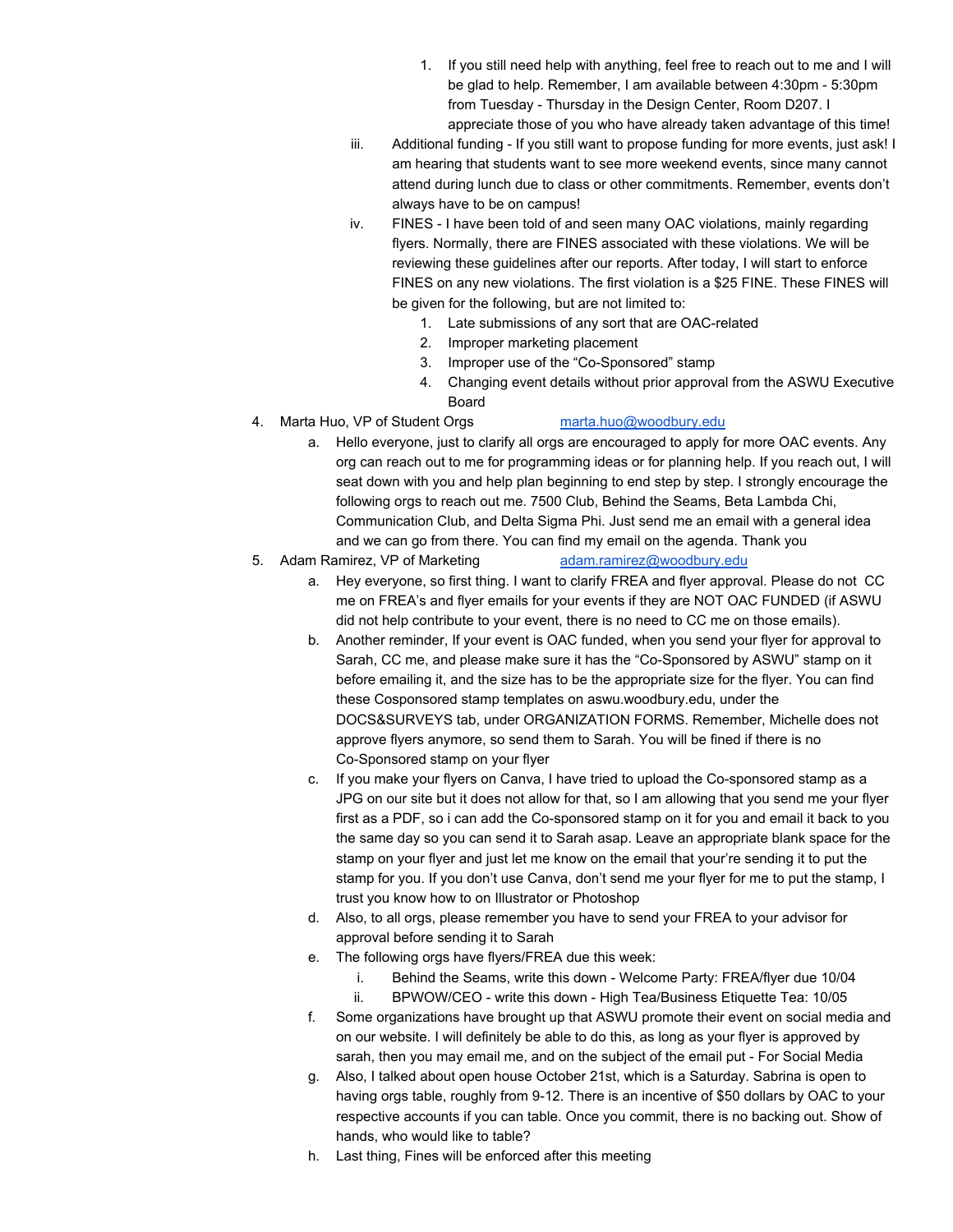1. If you still need help with anything, feel free to reach out to me and I will be glad to help. Remember, I am available between 4:30pm - 5:30pm from Tuesday - Thursday in the Design Center, Room D207. I appreciate those of you who have already taken advantage of this time!

   iii. Additional funding - If you still want to propose funding for more events, just ask! I am hearing that students want to see more weekend events, since many cannot attend during lunch due to class or other commitments. Remember, events don't always have to be on campus!

   iv. FINES - I have been told of and seen many OAC violations, mainly regarding flyers. Normally, there are FINES associated with these violations. We will be reviewing these guidelines after our reports. After today, I will start to enforce FINES on any new violations. The first violation is a $25 FINE. These FINES will be given for the following, but are not limited to:
      1. Late submissions of any sort that are OAC-related
      2. Improper marketing placement
      3. Improper use of the "Co-Sponsored" stamp
      4. Changing event details without prior approval from the ASWU Executive Board

4. Marta Huo, VP of Student Orgs [marta.huo@woodbury.edu](mailto:marta.huo@woodbury.edu)
   a. Hello everyone, just to clarify all orgs are encouraged to apply for more OAC events. Any org can reach out to me for programming ideas or for planning help. If you reach out, I will seat down with you and help plan beginning to end step by step. I strongly encourage the following orgs to reach out me. 7500 Club, Behind the Seams, Beta Lambda Chi, Communication Club, and Delta Sigma Phi. Just send me an email with a general idea and we can go from there. You can find my email on the agenda. Thank you

5. Adam Ramirez, VP of Marketing [adam.ramirez@woodbury.edu](mailto:adam.ramirez@woodbury.edu)
   a. Hey everyone, so first thing. I want to clarify FREA and flyer approval. Please do not CC me on FREA's and flyer emails for your events if they are NOT OAC FUNDED (if ASWU did not help contribute to your event, there is no need to CC me on those emails).
   b. Another reminder, If your event is OAC funded, when you send your flyer for approval to Sarah, CC me, and please make sure it has the "Co-Sponsored by ASWU" stamp on it before emailing it, and the size has to be the appropriate size for the flyer. You can find these Cosponsored stamp templates on aswu.woodbury.edu, under the DOCS&SURVEYS tab, under ORGANIZATION FORMS. Remember, Michelle does not approve flyers anymore, so send them to Sarah. You will be fined if there is no Co-Sponsored stamp on your flyer
   c. If you make your flyers on Canva, I have tried to upload the Co-sponsored stamp as a JPG on our site but it does not allow for that, so I am allowing that you send me your flyer first as a PDF, so i can add the Co-sponsored stamp on it for you and email it back to you the same day so you can send it to Sarah asap. Leave an appropriate blank space for the stamp on your flyer and just let me know on the email that your're sending it to put the stamp for you. If you don't use Canva, don't send me your flyer for me to put the stamp, I trust you know how to on Illustrator or Photoshop
   d. Also, to all orgs, please remember you have to send your FREA to your advisor for approval before sending it to Sarah
   e. The following orgs have flyers/FREA due this week:
      i. Behind the Seams, write this down - Welcome Party: FREA/flyer due 10/04
      ii. BPWOW/CEO - write this down - High Tea/Business Etiquette Tea: 10/05
   f. Some organizations have brought up that ASWU promote their event on social media and on our website. I will definitely be able to do this, as long as your flyer is approved by sarah, then you may email me, and on the subject of the email put - For Social Media
   g. Also, I talked about open house October 21st, which is a Saturday. Sabrina is open to having orgs table, roughly from 9-12. There is an incentive of $50 dollars by OAC to your respective accounts if you can table. Once you commit, there is no backing out. Show of hands, who would like to table?
   h. Last thing, Fines will be enforced after this meeting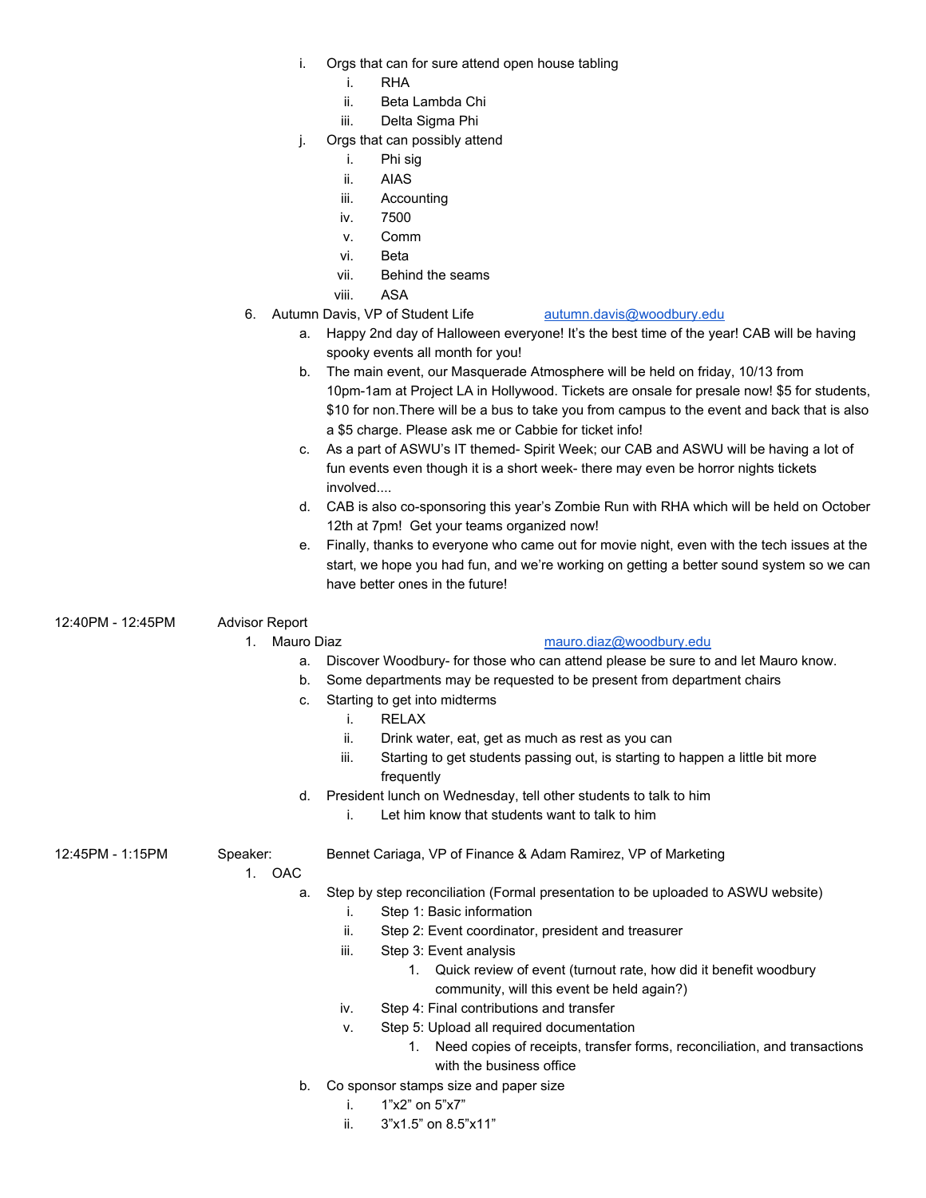i. Orgs that can for sure attend open house tabling
    i. RHA
    ii. Beta Lambda Chi
    iii. Delta Sigma Phi
j. Orgs that can possibly attend
    i. Phi sig
    ii. AIAS
    iii. Accounting
    iv. 7500
    v. Comm
    vi. Beta
    vii. Behind the seams
    viii. ASA

6. Autumn Davis, VP of Student Life autumn.davis@woodbury.edu
    a. Happy 2nd day of Halloween everyone! It's the best time of the year! CAB will be having spooky events all month for you!
    b. The main event, our Masquerade Atmosphere will be held on friday, 10/13 from 10pm-1am at Project LA in Hollywood. Tickets are onsale for presale now! $5 for students, $10 for non.There will be a bus to take you from campus to the event and back that is also a $5 charge. Please ask me or Cabbie for ticket info!
    c. As a part of ASWU's IT themed- Spirit Week; our CAB and ASWU will be having a lot of fun events even though it is a short week- there may even be horror nights tickets involved....
    d. CAB is also co-sponsoring this year's Zombie Run with RHA which will be held on October 12th at 7pm! Get your teams organized now!
    e. Finally, thanks to everyone who came out for movie night, even with the tech issues at the start, we hope you had fun, and we're working on getting a better sound system so we can have better ones in the future!

12:40PM - 12:45PM Advisor Report

1. Mauro Diaz mauro.diaz@woodbury.edu
    a. Discover Woodbury- for those who can attend please be sure to and let Mauro know.
    b. Some departments may be requested to be present from department chairs
    c. Starting to get into midterms
        i. RELAX
        ii. Drink water, eat, get as much as rest as you can
        iii. Starting to get students passing out, is starting to happen a little bit more frequently
    d. President lunch on Wednesday, tell other students to talk to him
        i. Let him know that students want to talk to him

12:45PM - 1:15PM Speaker: Bennet Cariaga, VP of Finance & Adam Ramirez, VP of Marketing

1. OAC
    a. Step by step reconciliation (Formal presentation to be uploaded to ASWU website)
        i. Step 1: Basic information
        ii. Step 2: Event coordinator, president and treasurer
        iii. Step 3: Event analysis
            1. Quick review of event (turnout rate, how did it benefit woodbury community, will this event be held again?)
        iv. Step 4: Final contributions and transfer
        v. Step 5: Upload all required documentation
            1. Need copies of receipts, transfer forms, reconciliation, and transactions with the business office
    b. Co sponsor stamps size and paper size
        i. 1"x2" on 5"x7"
        ii. 3"x1.5" on 8.5"x11"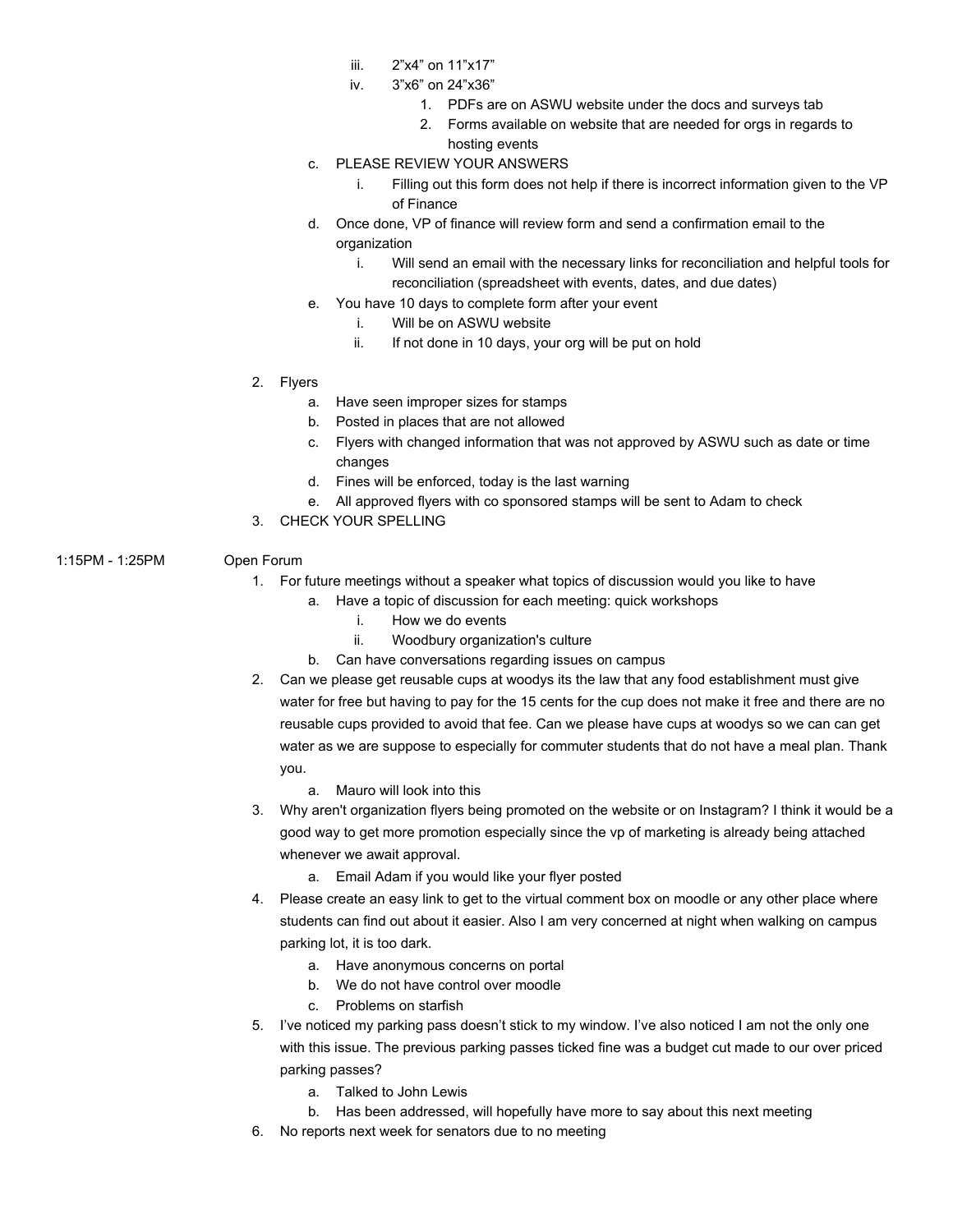iii. 2"x4" on 11"x17"
iv. 3"x6" on 24"x36"
1. PDFs are on ASWU website under the docs and surveys tab
2. Forms available on website that are needed for orgs in regards to hosting events

c. PLEASE REVIEW YOUR ANSWERS
   i. Filling out this form does not help if there is incorrect information given to the VP of Finance
d. Once done, VP of finance will review form and send a confirmation email to the organization
   i. Will send an email with the necessary links for reconciliation and helpful tools for reconciliation (spreadsheet with events, dates, and due dates)
e. You have 10 days to complete form after your event
   i. Will be on ASWU website
   ii. If not done in 10 days, your org will be put on hold

2. Flyers
   a. Have seen improper sizes for stamps
   b. Posted in places that are not allowed
   c. Flyers with changed information that was not approved by ASWU such as date or time changes
   d. Fines will be enforced, today is the last warning
   e. All approved flyers with co sponsored stamps will be sent to Adam to check
3. CHECK YOUR SPELLING

1:15PM - 1:25PM Open Forum

1. For future meetings without a speaker what topics of discussion would you like to have
   a. Have a topic of discussion for each meeting: quick workshops
      i. How we do events
      ii. Woodbury organization's culture
   b. Can have conversations regarding issues on campus
2. Can we please get reusable cups at woodys its the law that any food establishment must give water for free but having to pay for the 15 cents for the cup does not make it free and there are no reusable cups provided to avoid that fee. Can we please have cups at woodys so we can can get water as we are suppose to especially for commuter students that do not have a meal plan. Thank you.
   a. Mauro will look into this
3. Why aren't organization flyers being promoted on the website or on Instagram? I think it would be a good way to get more promotion especially since the vp of marketing is already being attached whenever we await approval.
   a. Email Adam if you would like your flyer posted
4. Please create an easy link to get to the virtual comment box on moodle or any other place where students can find out about it easier. Also I am very concerned at night when walking on campus parking lot, it is too dark.
   a. Have anonymous concerns on portal
   b. We do not have control over moodle
   c. Problems on starfish
5. I've noticed my parking pass doesn't stick to my window. I've also noticed I am not the only one with this issue. The previous parking passes ticked fine was a budget cut made to our over priced parking passes?
   a. Talked to John Lewis
   b. Has been addressed, will hopefully have more to say about this next meeting
6. No reports next week for senators due to no meeting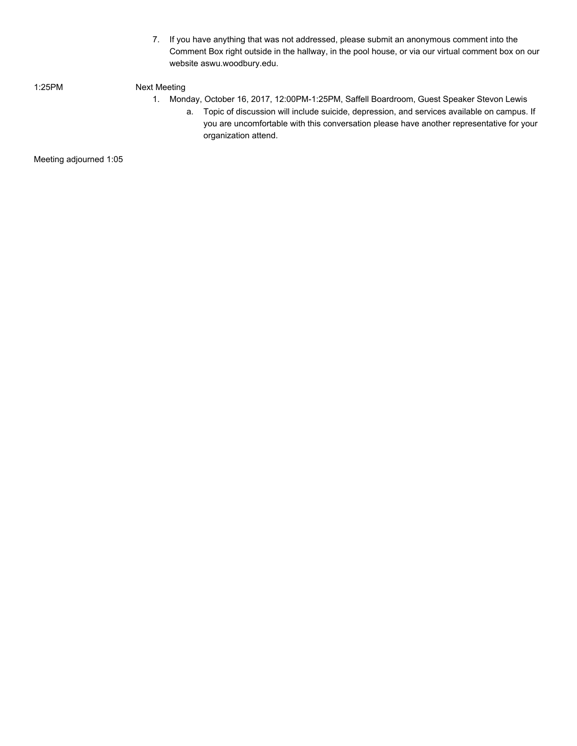7. If you have anything that was not addressed, please submit an anonymous comment into the Comment Box right outside in the hallway, in the pool house, or via our virtual comment box on our website aswu.woodbury.edu.

1:25PM Next Meeting

1. Monday, October 16, 2017, 12:00PM-1:25PM, Saffell Boardroom, Guest Speaker Stevon Lewis
    a. Topic of discussion will include suicide, depression, and services available on campus. If you are uncomfortable with this conversation please have another representative for your organization attend.

Meeting adjourned 1:05